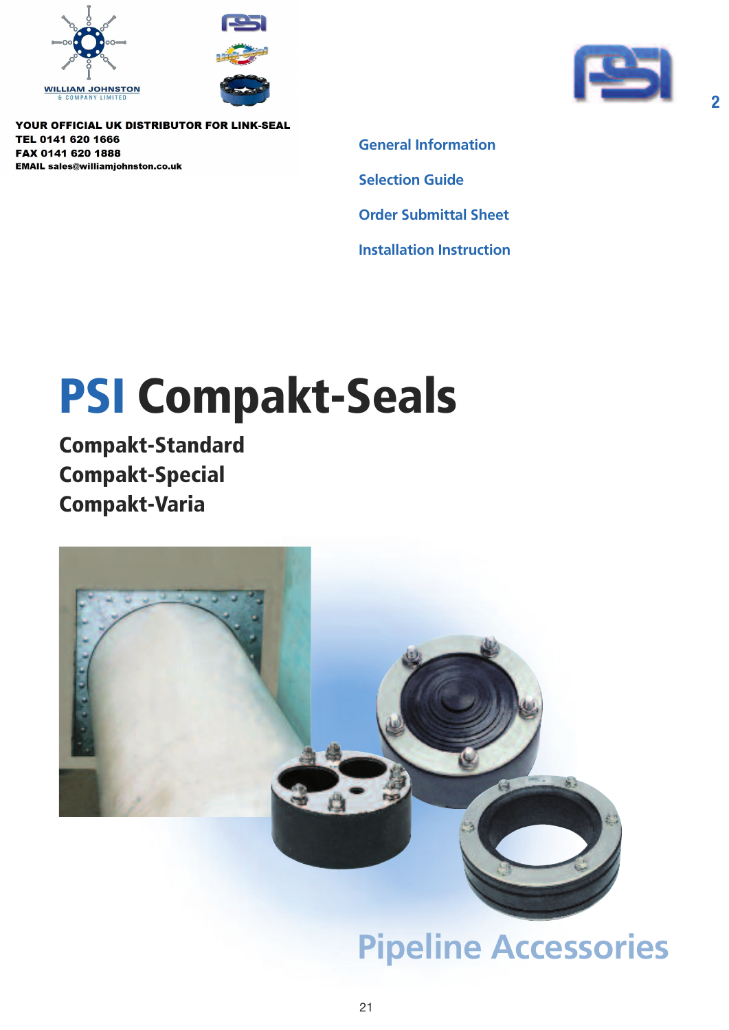WILLIAM JOHNSTON & COMPANY LIMITED

**YOUR OFFICIAL UK DISTRIBUTOR FOR LINK-SEAL**
**TEL 0141 620 1666**
**FAX 0141 620 1888**
**EMAIL sales@williamjohnston.co.uk**

2

General Information

Selection Guide

Order Submittal Sheet

Installation Instruction

# PSI Compakt-Seals

## Compakt-Standard
## Compakt-Special
## Compakt-Varia

Pipeline Accessories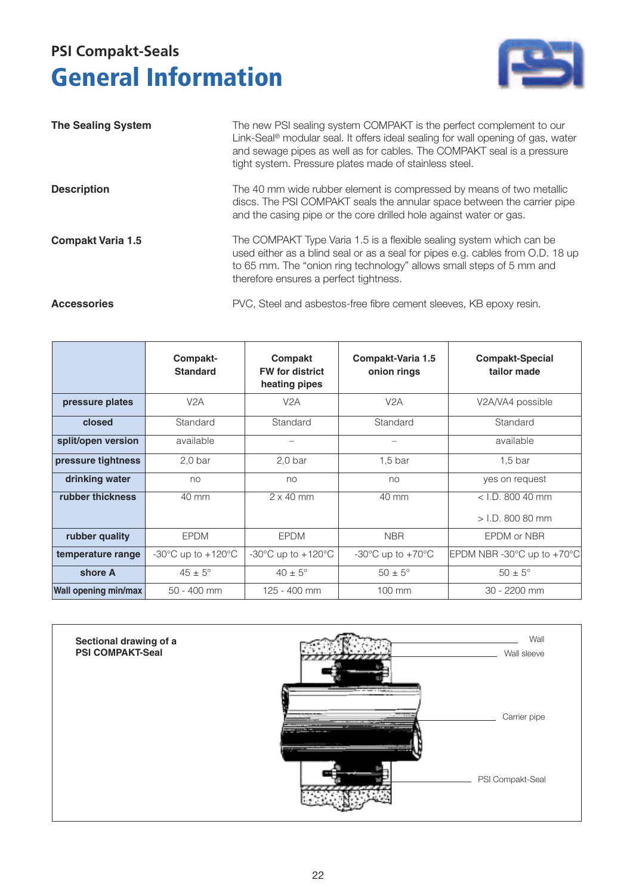## PSI Compakt-Seals

# General Information

**The Sealing System**

The new PSI sealing system COMPAKT is the perfect complement to our Link-Seal® modular seal. It offers ideal sealing for wall opening of gas, water and sewage pipes as well as for cables. The COMPAKT seal is a pressure tight system. Pressure plates made of stainless steel.

**Description**

The 40 mm wide rubber element is compressed by means of two metallic discs. The PSI COMPAKT seals the annular space between the carrier pipe and the casing pipe or the core drilled hole against water or gas.

**Compakt Varia 1.5**

The COMPAKT Type Varia 1.5 is a flexible sealing system which can be used either as a blind seal or as a seal for pipes e.g. cables from O.D. 18 up to 65 mm. The "onion ring technology" allows small steps of 5 mm and therefore ensures a perfect tightness.

**Accessories**

PVC, Steel and asbestos-free fibre cement sleeves, KB epoxy resin.

| | Compakt-Standard | Compakt FW for district heating pipes | Compakt-Varia 1.5 onion rings | Compakt-Special tailor made |
|---|---|---|---|---|
| **pressure plates** | V2A | V2A | V2A | V2A/VA4 possible |
| **closed** | Standard | Standard | Standard | Standard |
| **split/open version** | available | – | – | available |
| **pressure tightness** | 2,0 bar | 2,0 bar | 1,5 bar | 1,5 bar |
| **drinking water** | no | no | no | yes on request |
| **rubber thickness** | 40 mm | 2 x 40 mm | 40 mm | < I.D. 800 40 mm<br>> I.D. 800 80 mm |
| **rubber quality** | EPDM | EPDM | NBR | EPDM or NBR |
| **temperature range** | -30°C up to +120°C | -30°C up to +120°C | -30°C up to +70°C | EPDM NBR -30°C up to +70°C |
| **shore A** | 45 ± 5° | 40 ± 5° | 50 ± 5° | 50 ± 5° |
| **Wall opening min/max** | 50 - 400 mm | 125 - 400 mm | 100 mm | 30 - 2200 mm |

**Sectional drawing of a PSI COMPAKT-Seal**

Wall

Wall sleeve

Carrier pipe

PSI Compakt-Seal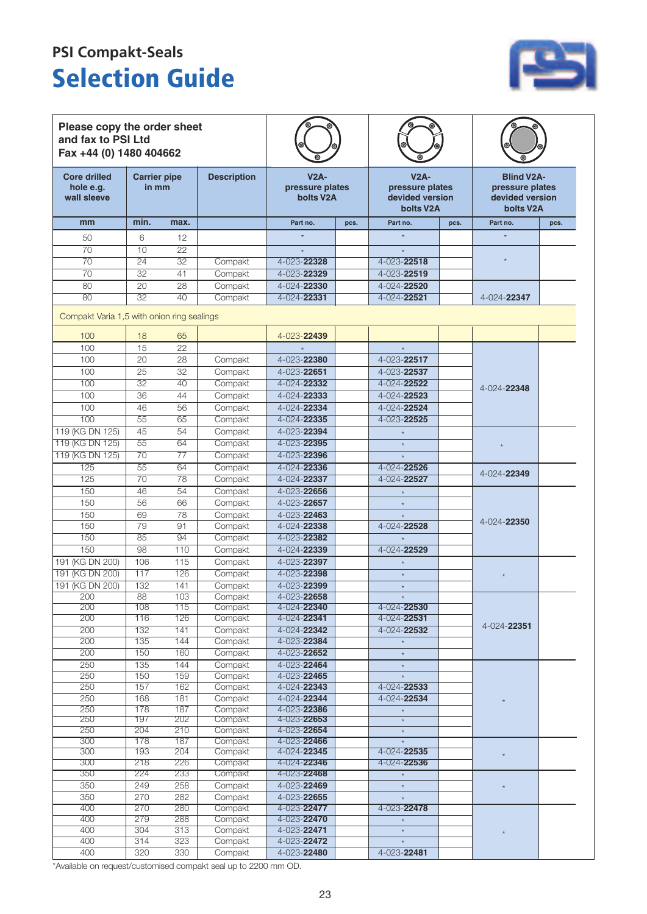# PSI Compakt-Seals

## Selection Guide

| Core drilled hole e.g. wall sleeve | Carrier pipe in mm | | Description | V2A-pressure plates bolts V2A | | V2A-pressure plates devided version bolts V2A | | Blind V2A-pressure plates devided version bolts V2A | |
|---|---|---|---|---|---|---|---|---|---|
| mm | min. | max. | | Part no. | pcs. | Part no. | pcs. | Part no. | pcs. |
| 50 | 6 | 12 | | * | | * | | * | |
| 70 | 10 | 22 | | * | | * | | * | |
| 70 | 24 | 32 | Compakt | 4-023-**22328** | | 4-023-**22518** | | | |
| 70 | 32 | 41 | Compakt | 4-023-**22329** | | 4-023-**22519** | | | |
| 80 | 20 | 28 | Compakt | 4-024-**22330** | | 4-024-**22520** | | | |
| 80 | 32 | 40 | Compakt | 4-024-**22331** | | 4-024-**22521** | | 4-024-**22347** | |
| Compakt Varia 1,5 with onion ring sealings | | | | | | | | | |
| 100 | 18 | 65 | | 4-023-**22439** | | | | | |
| 100 | 15 | 22 | | * | | * | | 4-024-**22348** | |
| 100 | 20 | 28 | Compakt | 4-023-**22380** | | 4-023-**22517** | | | |
| 100 | 25 | 32 | Compakt | 4-023-**22651** | | 4-023-**22537** | | | |
| 100 | 32 | 40 | Compakt | 4-024-**22332** | | 4-024-**22522** | | | |
| 100 | 36 | 44 | Compakt | 4-024-**22333** | | 4-024-**22523** | | | |
| 100 | 46 | 56 | Compakt | 4-024-**22334** | | 4-024-**22524** | | | |
| 100 | 55 | 65 | Compakt | 4-024-**22335** | | 4-023-**22525** | | | |
| 119 (KG DN 125) | 45 | 54 | Compakt | 4-023-**22394** | | * | | * | |
| 119 (KG DN 125) | 55 | 64 | Compakt | 4-023-**22395** | | * | | | |
| 119 (KG DN 125) | 70 | 77 | Compakt | 4-023-**22396** | | * | | | |
| 125 | 55 | 64 | Compakt | 4-024-**22336** | | 4-024-**22526** | | 4-024-**22349** | |
| 125 | 70 | 78 | Compakt | 4-024-**22337** | | 4-024-**22527** | | | |
| 150 | 46 | 54 | Compakt | 4-023-**22656** | | * | | 4-024-**22350** | |
| 150 | 56 | 66 | Compakt | 4-023-**22657** | | * | | | |
| 150 | 69 | 78 | Compakt | 4-023-**22463** | | * | | | |
| 150 | 79 | 91 | Compakt | 4-024-**22338** | | 4-024-**22528** | | | |
| 150 | 85 | 94 | Compakt | 4-023-**22382** | | * | | | |
| 150 | 98 | 110 | Compakt | 4-024-**22339** | | 4-024-**22529** | | | |
| 191 (KG DN 200) | 106 | 115 | Compakt | 4-023-**22397** | | * | | * | |
| 191 (KG DN 200) | 117 | 126 | Compakt | 4-023-**22398** | | * | | | |
| 191 (KG DN 200) | 132 | 141 | Compakt | 4-023-**22399** | | * | | | |
| 200 | 88 | 103 | Compakt | 4-023-**22658** | | * | | 4-024-**22351** | |
| 200 | 108 | 115 | Compakt | 4-024-**22340** | | 4-024-**22530** | | | |
| 200 | 116 | 126 | Compakt | 4-024-**22341** | | 4-024-**22531** | | | |
| 200 | 132 | 141 | Compakt | 4-024-**22342** | | 4-024-**22532** | | | |
| 200 | 135 | 144 | Compakt | 4-023-**22384** | | * | | | |
| 200 | 150 | 160 | Compakt | 4-023-**22652** | | * | | | |
| 250 | 135 | 144 | Compakt | 4-023-**22464** | | * | | * | |
| 250 | 150 | 159 | Compakt | 4-023-**22465** | | * | | | |
| 250 | 157 | 162 | Compakt | 4-024-**22343** | | 4-024-**22533** | | | |
| 250 | 168 | 181 | Compakt | 4-024-**22344** | | 4-024-**22534** | | | |
| 250 | 178 | 187 | Compakt | 4-023-**22386** | | * | | | |
| 250 | 197 | 202 | Compakt | 4-023-**22653** | | * | | | |
| 250 | 204 | 210 | Compakt | 4-023-**22654** | | * | | | |
| 300 | 178 | 187 | Compakt | 4-023-**22466** | | * | | * | |
| 300 | 193 | 204 | Compakt | 4-024-**22345** | | 4-024-**22535** | | | |
| 300 | 218 | 226 | Compakt | 4-024-**22346** | | 4-024-**22536** | | | |
| 350 | 224 | 233 | Compakt | 4-023-**22468** | | * | | * | |
| 350 | 249 | 258 | Compakt | 4-023-**22469** | | * | | | |
| 350 | 270 | 282 | Compakt | 4-023-**22655** | | * | | | |
| 400 | 270 | 280 | Compakt | 4-023-**22477** | | 4-023-**22478** | | * | |
| 400 | 279 | 288 | Compakt | 4-023-**22470** | | * | | | |
| 400 | 304 | 313 | Compakt | 4-023-**22471** | | * | | | |
| 400 | 314 | 323 | Compakt | 4-023-**22472** | | * | | | |
| 400 | 320 | 330 | Compakt | 4-023-**22480** | | 4-023-**22481** | | | |

Please copy the order sheet and fax to PSI Ltd
Fax +44 (0) 1480 404662

*Available on request/customised compakt seal up to 2200 mm OD.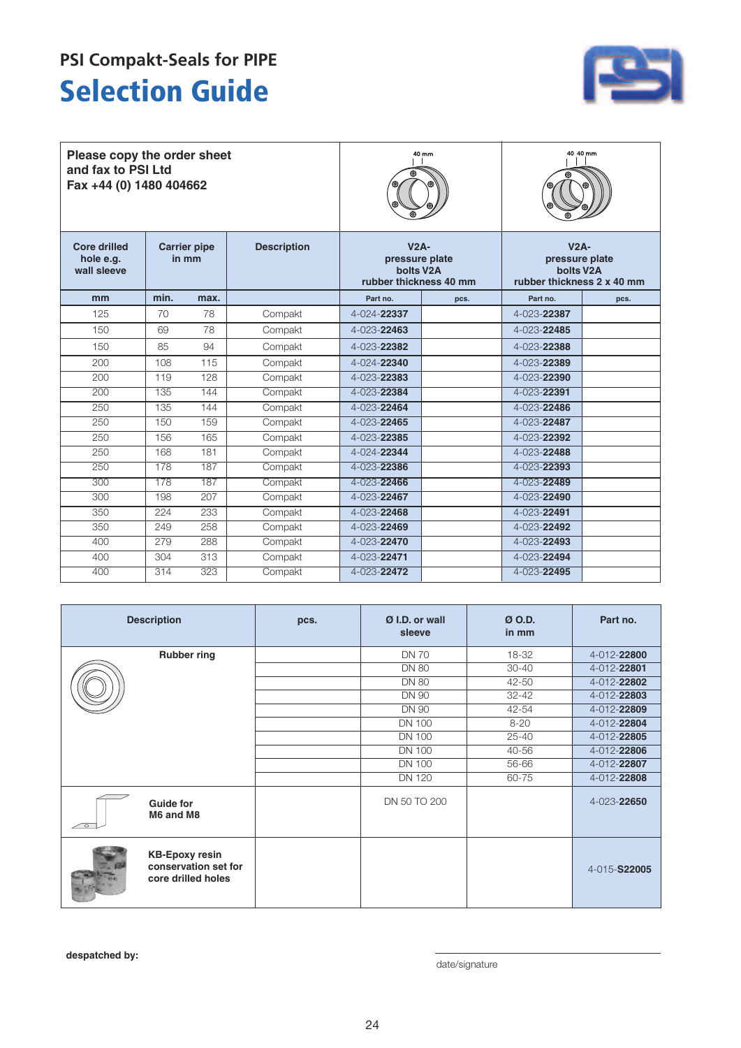PSI Compakt-Seals for PIPE

# Selection Guide

| Please copy the order sheet and fax to PSI Ltd Fax +44 (0) 1480 404662 | | | | 40 mm | | 40 40 mm | |
|---|---|---|---|---|---|---|---|
| **Core drilled hole e.g. wall sleeve** | **Carrier pipe in mm** | | **Description** | **V2A- pressure plate bolts V2A rubber thickness 40 mm** | | **V2A- pressure plate bolts V2A rubber thickness 2 x 40 mm** | |
| **mm** | **min.** | **max.** | | **Part no.** | **pcs.** | **Part no.** | **pcs.** |
| 125 | 70 | 78 | Compakt | 4-024-**22337** | | 4-023-**22387** | |
| 150 | 69 | 78 | Compakt | 4-023-**22463** | | 4-023-**22485** | |
| 150 | 85 | 94 | Compakt | 4-023-**22382** | | 4-023-**22388** | |
| 200 | 108 | 115 | Compakt | 4-024-**22340** | | 4-023-**22389** | |
| 200 | 119 | 128 | Compakt | 4-023-**22383** | | 4-023-**22390** | |
| 200 | 135 | 144 | Compakt | 4-023-**22384** | | 4-023-**22391** | |
| 250 | 135 | 144 | Compakt | 4-023-**22464** | | 4-023-**22486** | |
| 250 | 150 | 159 | Compakt | 4-023-**22465** | | 4-023-**22487** | |
| 250 | 156 | 165 | Compakt | 4-023-**22385** | | 4-023-**22392** | |
| 250 | 168 | 181 | Compakt | 4-024-**22344** | | 4-023-**22488** | |
| 250 | 178 | 187 | Compakt | 4-023-**22386** | | 4-023-**22393** | |
| 300 | 178 | 187 | Compakt | 4-023-**22466** | | 4-023-**22489** | |
| 300 | 198 | 207 | Compakt | 4-023-**22467** | | 4-023-**22490** | |
| 350 | 224 | 233 | Compakt | 4-023-**22468** | | 4-023-**22491** | |
| 350 | 249 | 258 | Compakt | 4-023-**22469** | | 4-023-**22492** | |
| 400 | 279 | 288 | Compakt | 4-023-**22470** | | 4-023-**22493** | |
| 400 | 304 | 313 | Compakt | 4-023-**22471** | | 4-023-**22494** | |
| 400 | 314 | 323 | Compakt | 4-023-**22472** | | 4-023-**22495** | |

| **Description** | **pcs.** | **Ø I.D. or wall sleeve** | **Ø O.D. in mm** | **Part no.** |
|---|---|---|---|---|
| **Rubber ring** | | DN 70 | 18-32 | 4-012-**22800** |
| | | DN 80 | 30-40 | 4-012-**22801** |
| | | DN 80 | 42-50 | 4-012-**22802** |
| | | DN 90 | 32-42 | 4-012-**22803** |
| | | DN 90 | 42-54 | 4-012-**22809** |
| | | DN 100 | 8-20 | 4-012-**22804** |
| | | DN 100 | 25-40 | 4-012-**22805** |
| | | DN 100 | 40-56 | 4-012-**22806** |
| | | DN 100 | 56-66 | 4-012-**22807** |
| | | DN 120 | 60-75 | 4-012-**22808** |
| **Guide for M6 and M8** | | DN 50 TO 200 | | 4-023-**22650** |
| **KB-Epoxy resin conservation set for core drilled holes** | | | | 4-015-**S22005** |

**despatched by:**

date/signature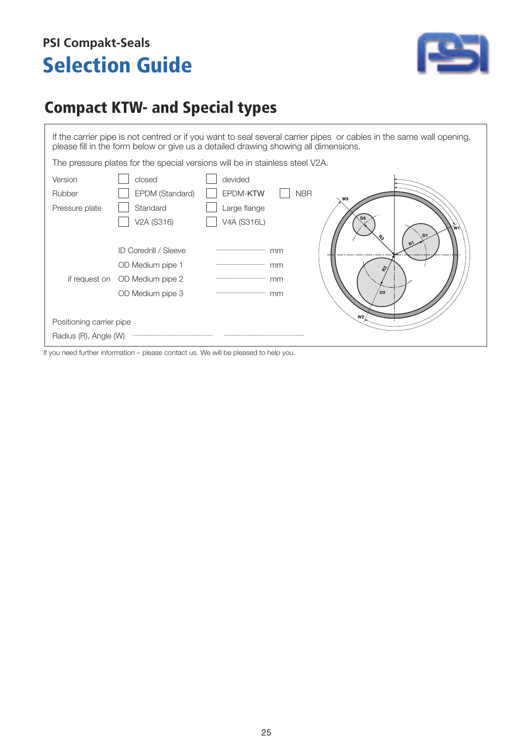PSI Compakt-Seals

# Selection Guide

## Compact KTW- and Special types

If the carrier pipe is not centred or if you want to seal several carrier pipes or cables in the same wall opening, please fill in the form below or give us a detailed drawing showing all dimensions.

The pressure plates for the special versions will be in stainless steel V2A.

| | | | |
|---|---|---|---|
| Version | ☐ closed | ☐ devided | |
| Rubber | ☐ EPDM (Standard) | ☐ EPDM-KTW | ☐ NBR |
| Pressure plate | ☐ Standard | ☐ Large flange | |
| | ☐ V2A (S316) | ☐ V4A (S316L) | |

| | | | |
|---|---|---|---|
| | ID Coredrill / Sleeve | ______ | mm |
| | OD Medium pipe 1 | ______ | mm |
| if request on | OD Medium pipe 2 | ______ | mm |
| | OD Medium pipe 3 | ______ | mm |

Positioning carrier pipe

Radius (R), Angle (W) ______ ______

If you need further information – please contact us. We will be pleased to help you.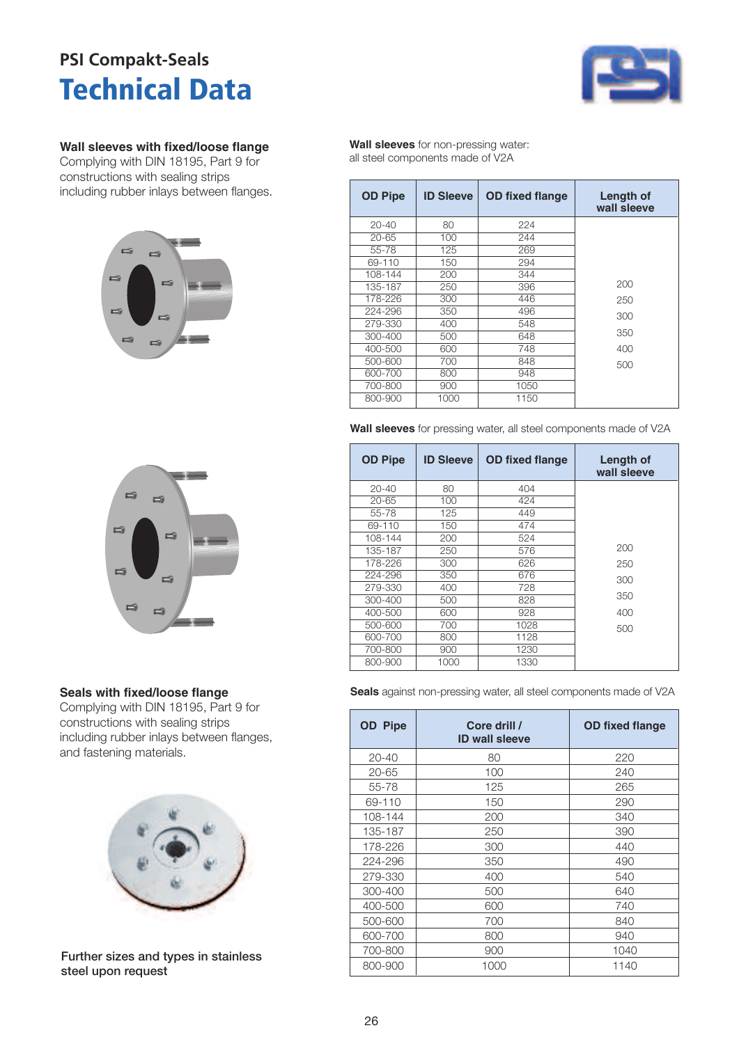PSI Compakt-Seals

# Technical Data

**Wall sleeves with fixed/loose flange**
Complying with DIN 18195, Part 9 for constructions with sealing strips including rubber inlays between flanges.

**Wall sleeves** for non-pressing water:
all steel components made of V2A

| OD Pipe | ID Sleeve | OD fixed flange | Length of wall sleeve |
|---|---|---|---|
| 20-40 | 80 | 224 | 200 |
| 20-65 | 100 | 244 | 250 |
| 55-78 | 125 | 269 | 300 |
| 69-110 | 150 | 294 | 350 |
| 108-144 | 200 | 344 | 400 |
| 135-187 | 250 | 396 | 500 |
| 178-226 | 300 | 446 | |
| 224-296 | 350 | 496 | |
| 279-330 | 400 | 548 | |
| 300-400 | 500 | 648 | |
| 400-500 | 600 | 748 | |
| 500-600 | 700 | 848 | |
| 600-700 | 800 | 948 | |
| 700-800 | 900 | 1050 | |
| 800-900 | 1000 | 1150 | |

**Wall sleeves** for pressing water, all steel components made of V2A

| OD Pipe | ID Sleeve | OD fixed flange | Length of wall sleeve |
|---|---|---|---|
| 20-40 | 80 | 404 | 200 |
| 20-65 | 100 | 424 | 250 |
| 55-78 | 125 | 449 | 300 |
| 69-110 | 150 | 474 | 350 |
| 108-144 | 200 | 524 | 400 |
| 135-187 | 250 | 576 | 500 |
| 178-226 | 300 | 626 | |
| 224-296 | 350 | 676 | |
| 279-330 | 400 | 728 | |
| 300-400 | 500 | 828 | |
| 400-500 | 600 | 928 | |
| 500-600 | 700 | 1028 | |
| 600-700 | 800 | 1128 | |
| 700-800 | 900 | 1230 | |
| 800-900 | 1000 | 1330 | |

**Seals with fixed/loose flange**
Complying with DIN 18195, Part 9 for constructions with sealing strips including rubber inlays between flanges, and fastening materials.

**Seals** against non-pressing water, all steel components made of V2A

| OD Pipe | Core drill / ID wall sleeve | OD fixed flange |
|---|---|---|
| 20-40 | 80 | 220 |
| 20-65 | 100 | 240 |
| 55-78 | 125 | 265 |
| 69-110 | 150 | 290 |
| 108-144 | 200 | 340 |
| 135-187 | 250 | 390 |
| 178-226 | 300 | 440 |
| 224-296 | 350 | 490 |
| 279-330 | 400 | 540 |
| 300-400 | 500 | 640 |
| 400-500 | 600 | 740 |
| 500-600 | 700 | 840 |
| 600-700 | 800 | 940 |
| 700-800 | 900 | 1040 |
| 800-900 | 1000 | 1140 |

**Further sizes and types in stainless steel upon request**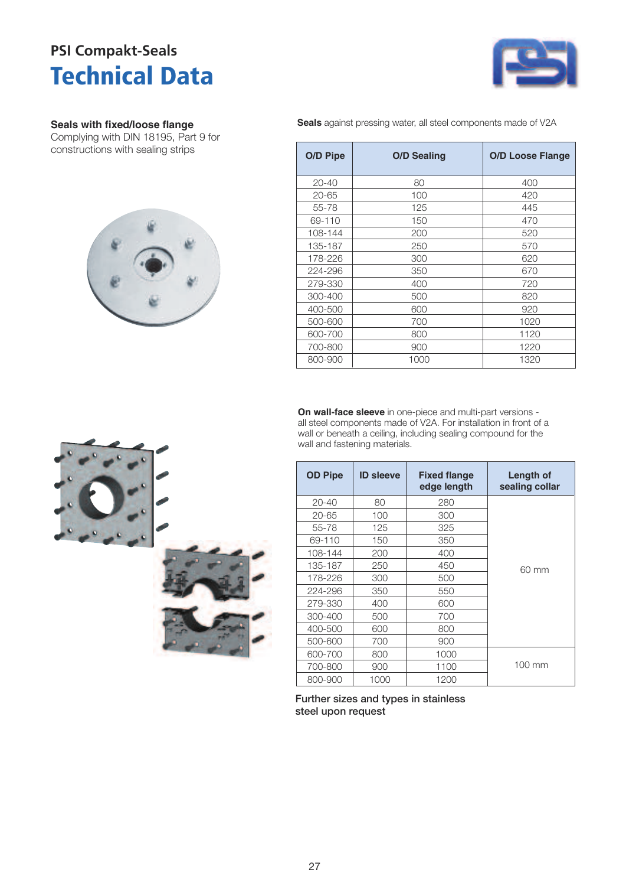# PSI Compakt-Seals

## Technical Data

**Seals with fixed/loose flange**
Complying with DIN 18195, Part 9 for constructions with sealing strips

**Seals** against pressing water, all steel components made of V2A

| O/D Pipe | O/D Sealing | O/D Loose Flange |
|---|---|---|
| 20-40 | 80 | 400 |
| 20-65 | 100 | 420 |
| 55-78 | 125 | 445 |
| 69-110 | 150 | 470 |
| 108-144 | 200 | 520 |
| 135-187 | 250 | 570 |
| 178-226 | 300 | 620 |
| 224-296 | 350 | 670 |
| 279-330 | 400 | 720 |
| 300-400 | 500 | 820 |
| 400-500 | 600 | 920 |
| 500-600 | 700 | 1020 |
| 600-700 | 800 | 1120 |
| 700-800 | 900 | 1220 |
| 800-900 | 1000 | 1320 |

**On wall-face sleeve** in one-piece and multi-part versions - all steel components made of V2A. For installation in front of a wall or beneath a ceiling, including sealing compound for the wall and fastening materials.

| OD Pipe | ID sleeve | Fixed flange edge length | Length of sealing collar |
|---|---|---|---|
| 20-40 | 80 | 280 | 60 mm |
| 20-65 | 100 | 300 | |
| 55-78 | 125 | 325 | |
| 69-110 | 150 | 350 | |
| 108-144 | 200 | 400 | |
| 135-187 | 250 | 450 | |
| 178-226 | 300 | 500 | |
| 224-296 | 350 | 550 | |
| 279-330 | 400 | 600 | |
| 300-400 | 500 | 700 | |
| 400-500 | 600 | 800 | |
| 500-600 | 700 | 900 | |
| 600-700 | 800 | 1000 | 100 mm |
| 700-800 | 900 | 1100 | |
| 800-900 | 1000 | 1200 | |

Further sizes and types in stainless steel upon request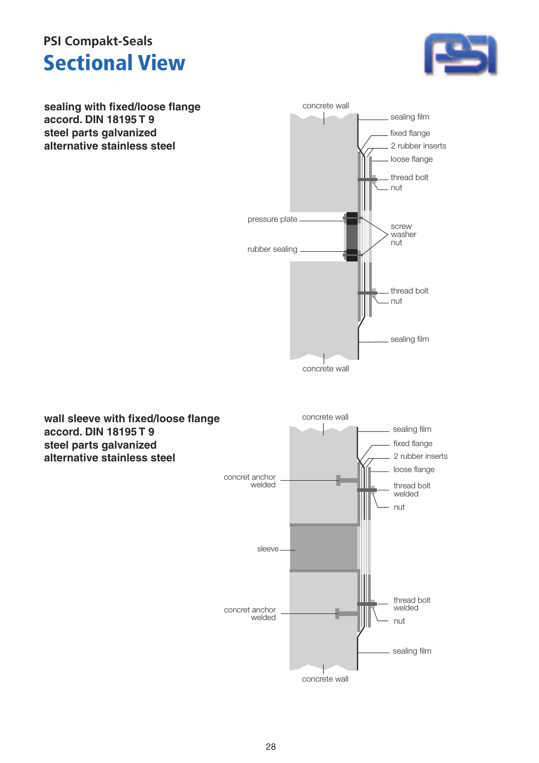PSI Compakt-Seals

# Sectional View

**sealing with fixed/loose flange**
**accord. DIN 18195 T 9**
**steel parts galvanized**
**alternative stainless steel**

concrete wall

sealing film

fixed flange

2 rubber inserts

loose flange

thread bolt

nut

pressure plate

rubber sealing

screw
washer
nut

thread bolt

nut

sealing film

concrete wall

**wall sleeve with fixed/loose flange**
**accord. DIN 18195 T 9**
**steel parts galvanized**
**alternative stainless steel**

concrete wall

sealing film

fixed flange

2 rubber inserts

loose flange

concrete anchor
welded

thread bolt
welded

nut

sleeve

concret anchor
welded

thread bolt
welded

nut

sealing film

concrete wall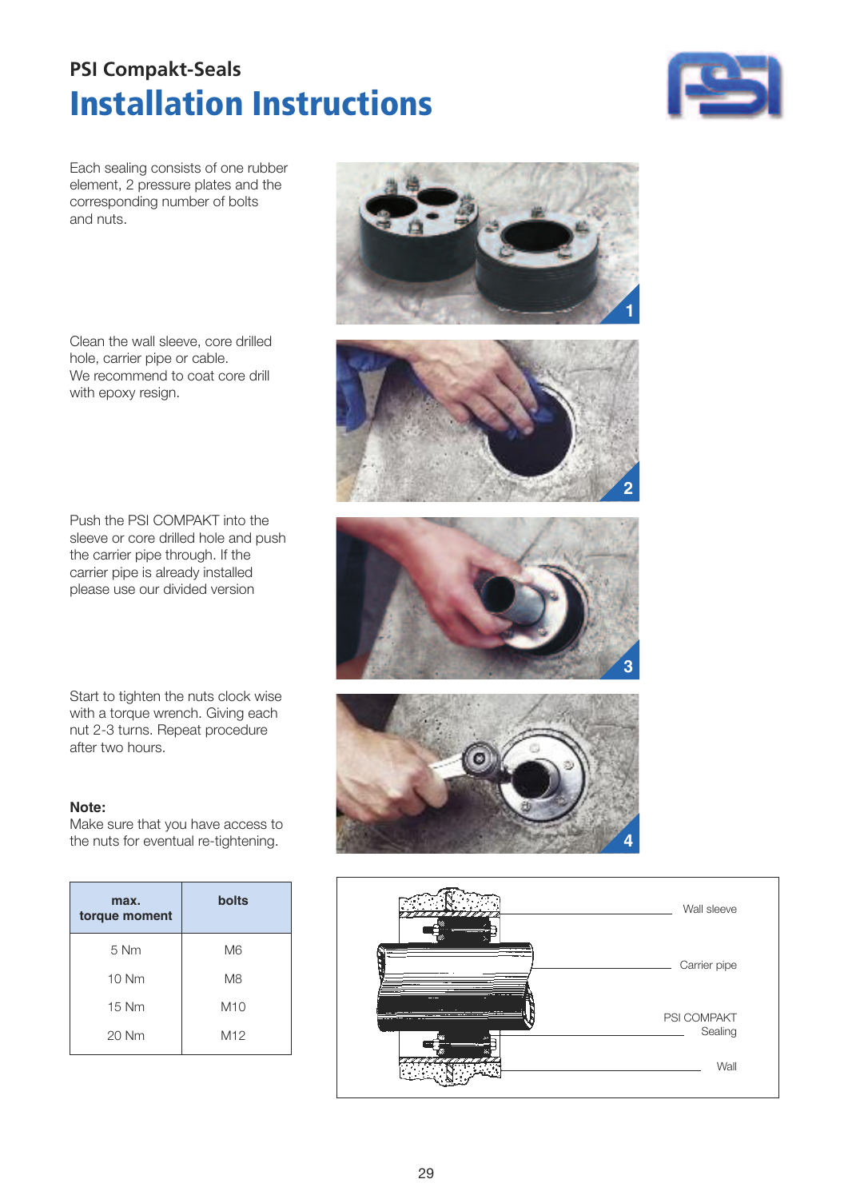## PSI Compakt-Seals

# Installation Instructions

Each sealing consists of one rubber element, 2 pressure plates and the corresponding number of bolts and nuts.

Clean the wall sleeve, core drilled hole, carrier pipe or cable.
We recommend to coat core drill with epoxy resign.

Push the PSI COMPAKT into the sleeve or core drilled hole and push the carrier pipe through. If the carrier pipe is already installed please use our divided version

Start to tighten the nuts clock wise with a torque wrench. Giving each nut 2-3 turns. Repeat procedure after two hours.

**Note:**
Make sure that you have access to the nuts for eventual re-tightening.

| max. torque moment | bolts |
|---|---|
| 5 Nm | M6 |
| 10 Nm | M8 |
| 15 Nm | M10 |
| 20 Nm | M12 |

Wall sleeve

Carrier pipe

PSI COMPAKT Sealing

Wall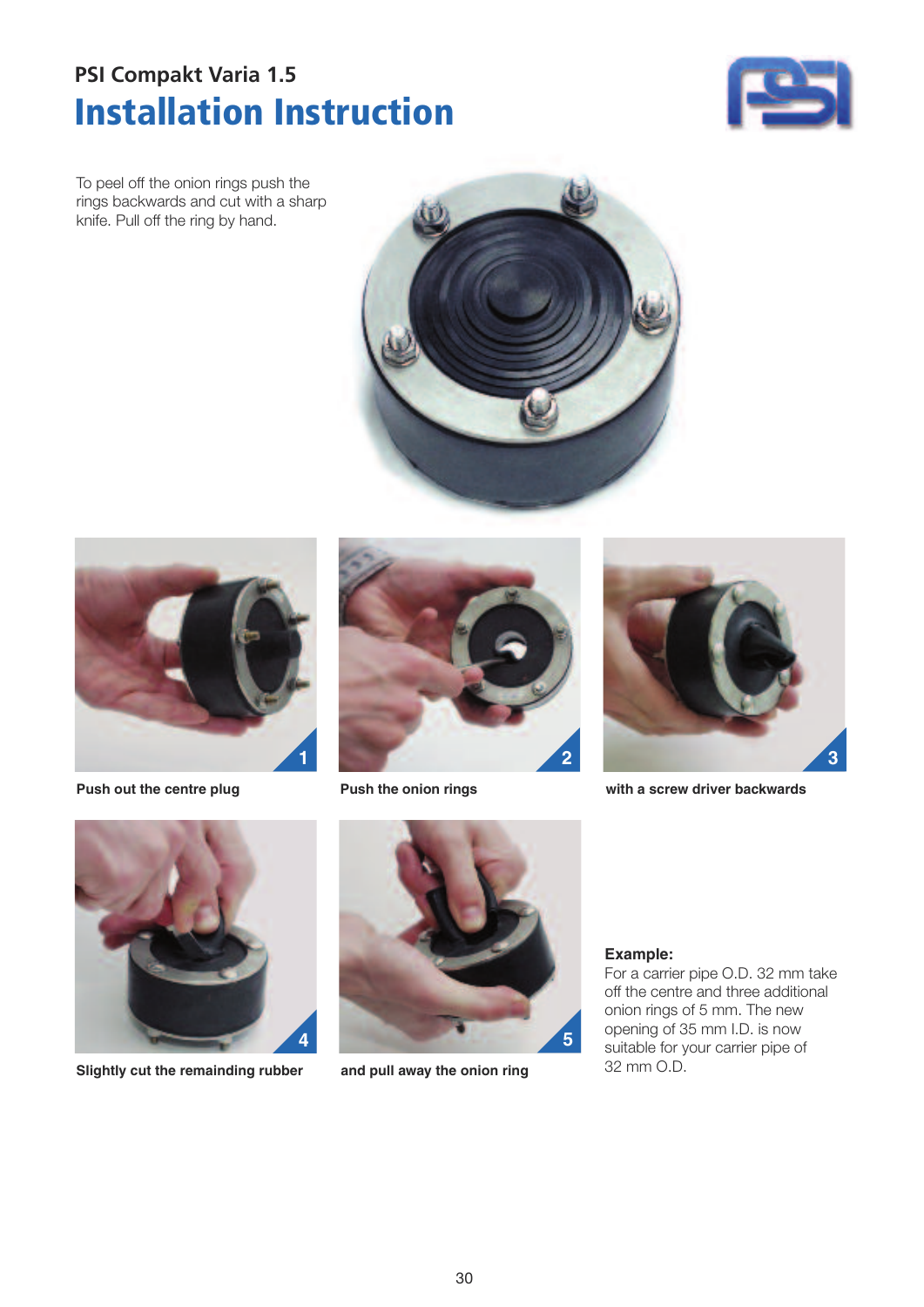PSI Compakt Varia 1.5

# Installation Instruction

To peel off the onion rings push the rings backwards and cut with a sharp knife. Pull off the ring by hand.

1 **Push out the centre plug**

2 **Push the onion rings**

3 **with a screw driver backwards**

4 **Slightly cut the remainding rubber**

5 **and pull away the onion ring**

**Example:**
For a carrier pipe O.D. 32 mm take off the centre and three additional onion rings of 5 mm. The new opening of 35 mm I.D. is now suitable for your carrier pipe of 32 mm O.D.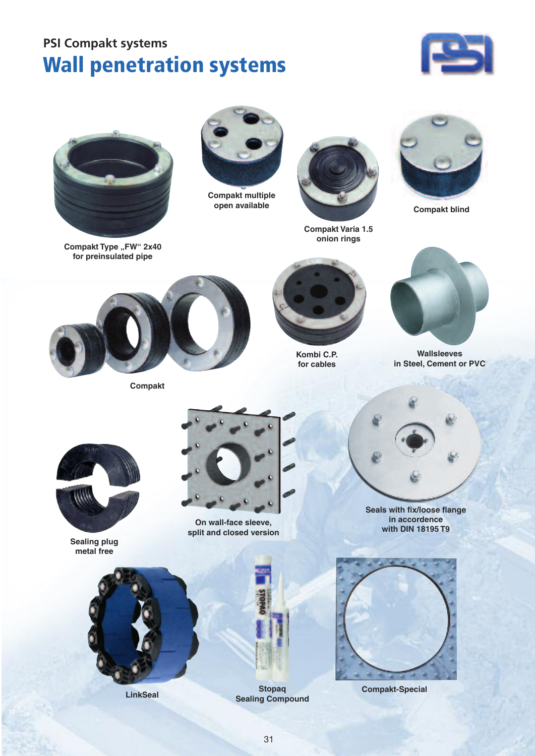PSI Compakt systems

# Wall penetration systems

Compakt Type „FW" 2x40
for preinsulated pipe

Compakt multiple
open available

Compakt Varia 1.5
onion rings

Compakt blind

Compakt

Kombi C.P.
for cables

Wallsleeves
in Steel, Cement or PVC

Sealing plug
metal free

On wall-face sleeve,
split and closed version

Seals with fix/loose flange
in accordence
with DIN 18195 T9

LinkSeal

Stopaq
Sealing Compound

Compakt-Special